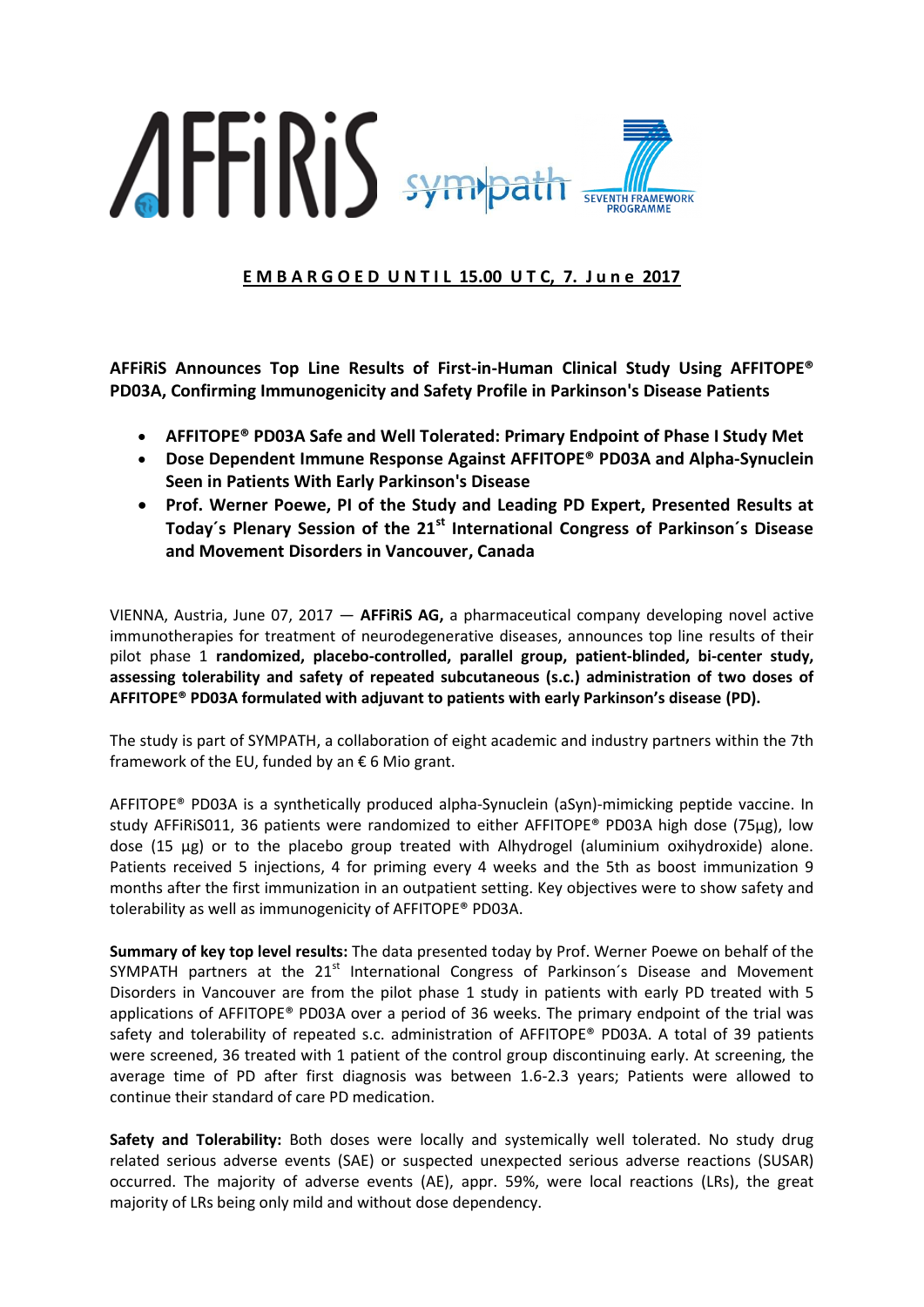**EMBARGOED UNTIL 15.00 UTC, 7. June 2017**

**AFFiRiS Announces Top Line Results of First-in-Human Clinical Study Using AFFITOPE® PD03A, Confirming Immunogenicity and Safety Profile in Parkinson's Disease Patients**

- **AFFITOPE® PD03A Safe and Well Tolerated: Primary Endpoint of Phase I Study Met**
- **Dose Dependent Immune Response Against AFFITOPE® PD03A and Alpha-Synuclein Seen in Patients With Early Parkinson's Disease**
- **Prof. Werner Poewe, PI of the Study and Leading PD Expert, Presented Results at Today´s Plenary Session of the 21st International Congress of Parkinson´s Disease and Movement Disorders in Vancouver, Canada**

VIENNA, Austria, June 07, 2017 — **AFFiRiS AG,** a pharmaceutical company developing novel active immunotherapies for treatment of neurodegenerative diseases, announces top line results of their pilot phase 1 **randomized, placebo-controlled, parallel group, patient-blinded, bi-center study, assessing tolerability and safety of repeated subcutaneous (s.c.) administration of two doses of AFFITOPE® PD03A formulated with adjuvant to patients with early Parkinson's disease (PD).**

The study is part of SYMPATH, a collaboration of eight academic and industry partners within the 7th framework of the EU, funded by an € 6 Mio grant.

AFFITOPE® PD03A is a synthetically produced alpha-Synuclein (aSyn)-mimicking peptide vaccine. In study AFFiRiS011, 36 patients were randomized to either AFFITOPE® PD03A high dose (75µg), low dose (15 µg) or to the placebo group treated with Alhydrogel (aluminium oxihydroxide) alone. Patients received 5 injections, 4 for priming every 4 weeks and the 5th as boost immunization 9 months after the first immunization in an outpatient setting. Key objectives were to show safety and tolerability as well as immunogenicity of AFFITOPE® PD03A.

**Summary of key top level results:** The data presented today by Prof. Werner Poewe on behalf of the SYMPATH partners at the 21st International Congress of Parkinson´s Disease and Movement Disorders in Vancouver are from the pilot phase 1 study in patients with early PD treated with 5 applications of AFFITOPE® PD03A over a period of 36 weeks. The primary endpoint of the trial was safety and tolerability of repeated s.c. administration of AFFITOPE® PD03A. A total of 39 patients were screened, 36 treated with 1 patient of the control group discontinuing early. At screening, the average time of PD after first diagnosis was between 1.6-2.3 years; Patients were allowed to continue their standard of care PD medication.

**Safety and Tolerability:** Both doses were locally and systemically well tolerated. No study drug related serious adverse events (SAE) or suspected unexpected serious adverse reactions (SUSAR) occurred. The majority of adverse events (AE), appr. 59%, were local reactions (LRs), the great majority of LRs being only mild and without dose dependency.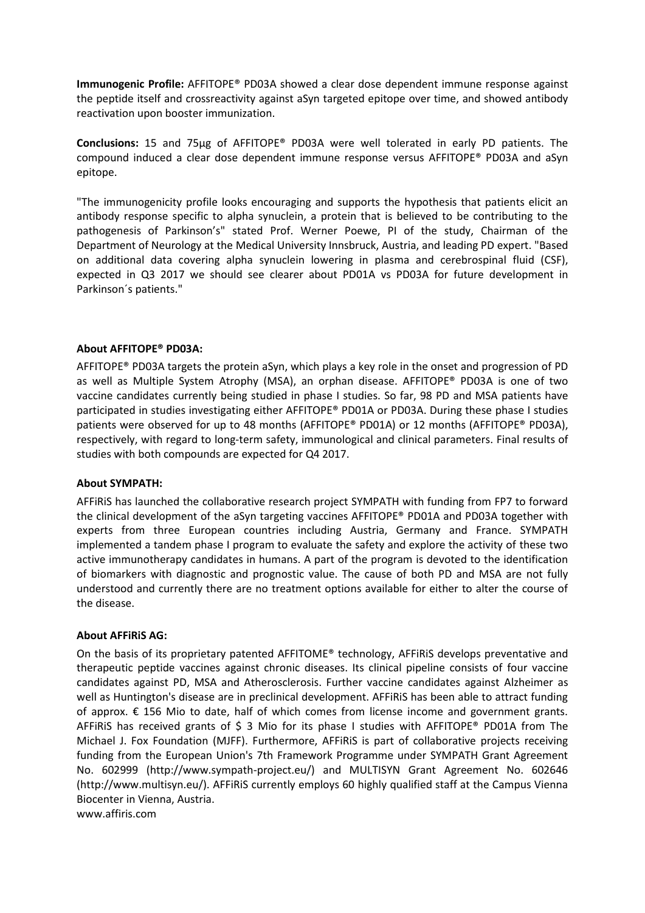**Immunogenic Profile:** AFFITOPE® PD03A showed a clear dose dependent immune response against the peptide itself and crossreactivity against aSyn targeted epitope over time, and showed antibody reactivation upon booster immunization.

**Conclusions:** 15 and 75µg of AFFITOPE® PD03A were well tolerated in early PD patients. The compound induced a clear dose dependent immune response versus AFFITOPE® PD03A and aSyn epitope.

"The immunogenicity profile looks encouraging and supports the hypothesis that patients elicit an antibody response specific to alpha synuclein, a protein that is believed to be contributing to the pathogenesis of Parkinson's" stated Prof. Werner Poewe, PI of the study, Chairman of the Department of Neurology at the Medical University Innsbruck, Austria, and leading PD expert. "Based on additional data covering alpha synuclein lowering in plasma and cerebrospinal fluid (CSF), expected in Q3 2017 we should see clearer about PD01A vs PD03A for future development in Parkinson´s patients."

**About AFFITOPE® PD03A:**

AFFITOPE® PD03A targets the protein aSyn, which plays a key role in the onset and progression of PD as well as Multiple System Atrophy (MSA), an orphan disease. AFFITOPE® PD03A is one of two vaccine candidates currently being studied in phase I studies. So far, 98 PD and MSA patients have participated in studies investigating either AFFITOPE® PD01A or PD03A. During these phase I studies patients were observed for up to 48 months (AFFITOPE® PD01A) or 12 months (AFFITOPE® PD03A), respectively, with regard to long-term safety, immunological and clinical parameters. Final results of studies with both compounds are expected for Q4 2017.

**About SYMPATH:**

AFFiRiS has launched the collaborative research project SYMPATH with funding from FP7 to forward the clinical development of the aSyn targeting vaccines AFFITOPE® PD01A and PD03A together with experts from three European countries including Austria, Germany and France. SYMPATH implemented a tandem phase I program to evaluate the safety and explore the activity of these two active immunotherapy candidates in humans. A part of the program is devoted to the identification of biomarkers with diagnostic and prognostic value. The cause of both PD and MSA are not fully understood and currently there are no treatment options available for either to alter the course of the disease.

**About AFFiRiS AG:**

On the basis of its proprietary patented AFFITOME® technology, AFFiRiS develops preventative and therapeutic peptide vaccines against chronic diseases. Its clinical pipeline consists of four vaccine candidates against PD, MSA and Atherosclerosis. Further vaccine candidates against Alzheimer as well as Huntington's disease are in preclinical development. AFFiRiS has been able to attract funding of approx. € 156 Mio to date, half of which comes from license income and government grants. AFFiRiS has received grants of $ 3 Mio for its phase I studies with AFFITOPE® PD01A from The Michael J. Fox Foundation (MJFF). Furthermore, AFFiRiS is part of collaborative projects receiving funding from the European Union's 7th Framework Programme under SYMPATH Grant Agreement No. 602999 (http://www.sympath-project.eu/) and MULTISYN Grant Agreement No. 602646 (http://www.multisyn.eu/). AFFiRiS currently employs 60 highly qualified staff at the Campus Vienna Biocenter in Vienna, Austria.
www.affiris.com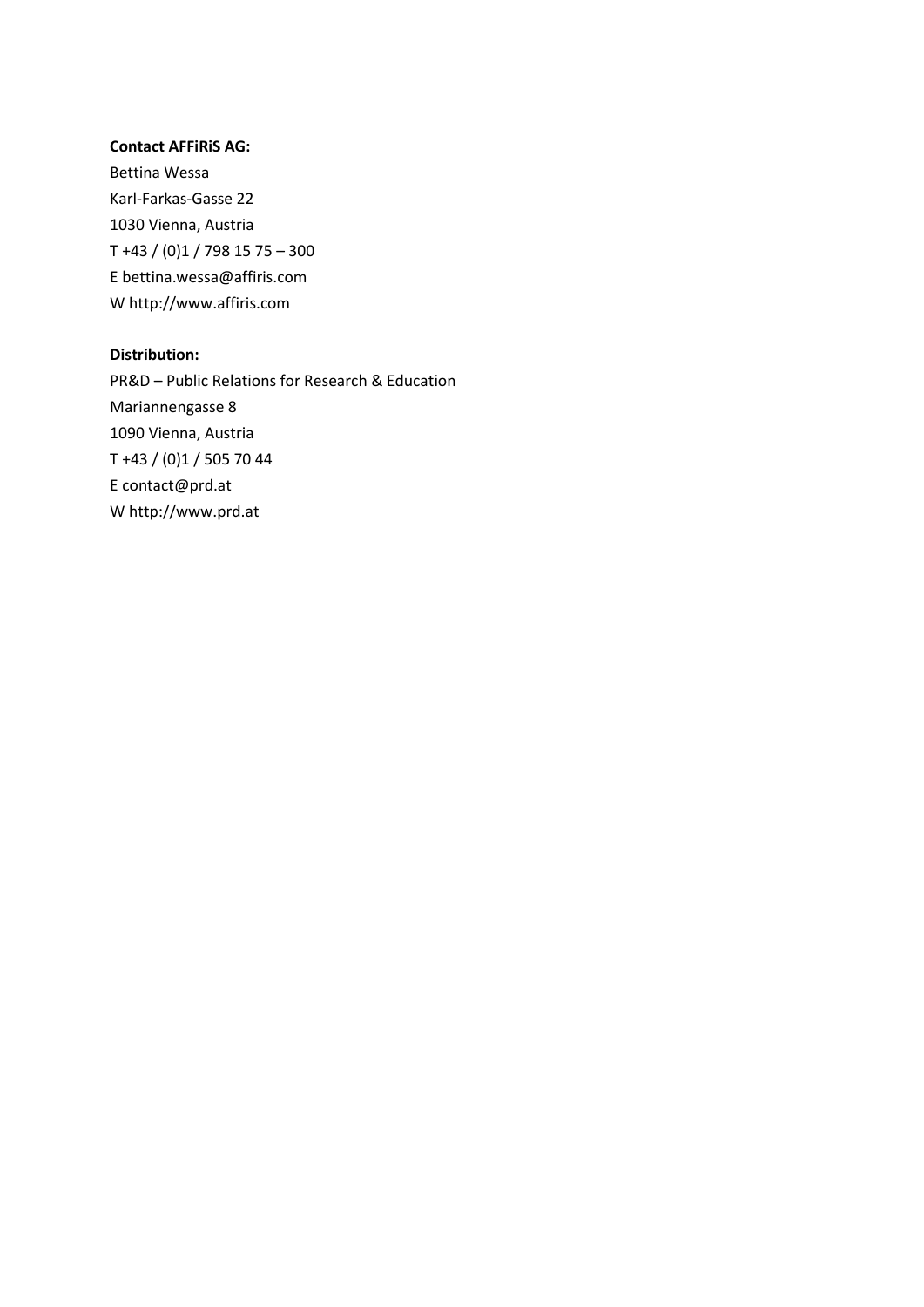**Contact AFFiRiS AG:**

Bettina Wessa
Karl-Farkas-Gasse 22
1030 Vienna, Austria
T +43 / (0)1 / 798 15 75 – 300
E bettina.wessa@affiris.com
W http://www.affiris.com

**Distribution:**

PR&D – Public Relations for Research & Education
Mariannengasse 8
1090 Vienna, Austria
T +43 / (0)1 / 505 70 44
E contact@prd.at
W http://www.prd.at